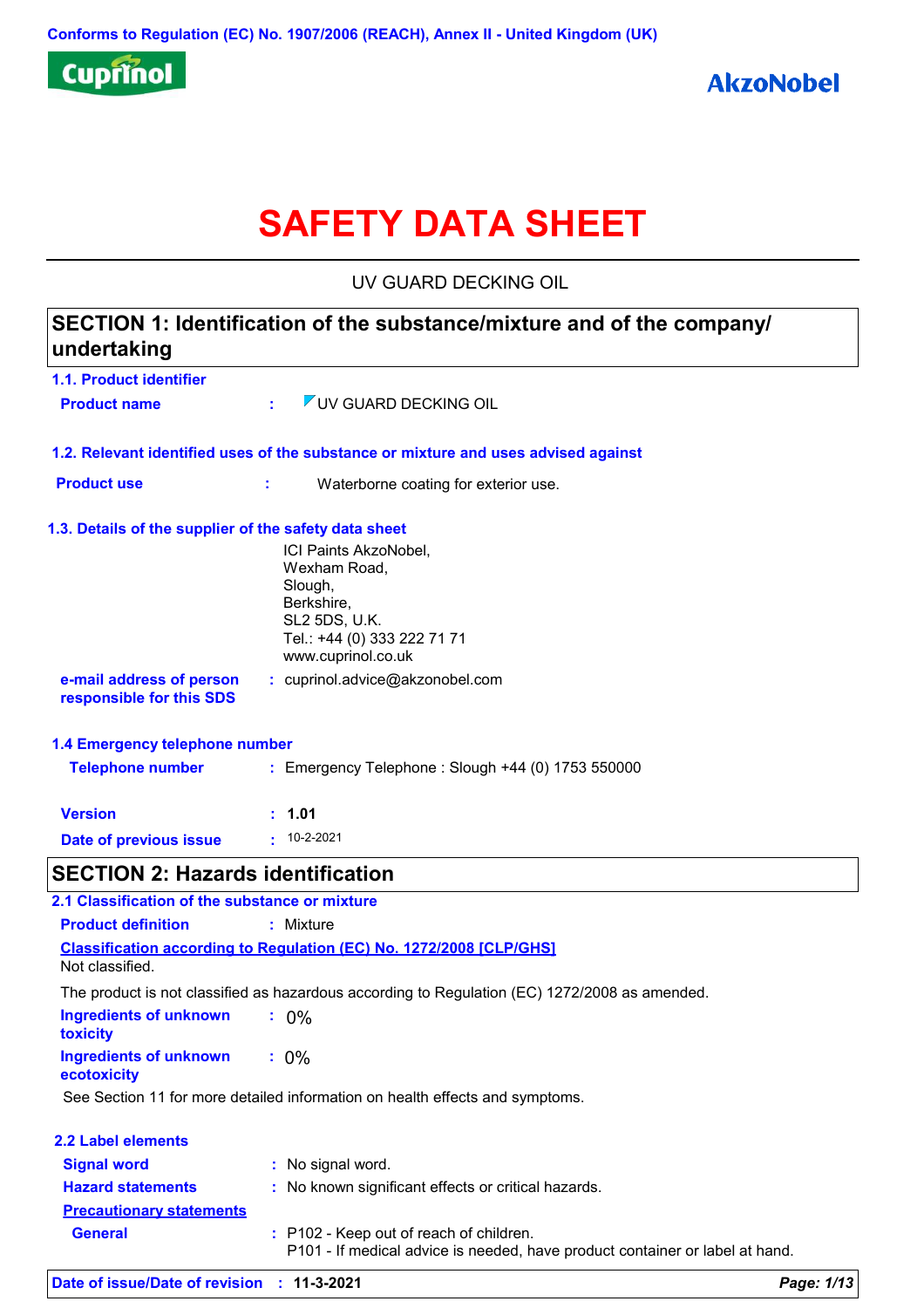Conforms to Regulation (EC) No. 1907/2006 (REACH), Annex II - United Kingdom (UK)

Cuprinol

AkzoNobel

# SAFETY DATA SHEET

UV GUARD DECKING OIL

## SECTION 1: Identification of the substance/mixture and of the company/ undertaking

### 1.1. Product identifier

**Product name** : UV GUARD DECKING OIL

### 1.2. Relevant identified uses of the substance or mixture and uses advised against

**Product use** : Waterborne coating for exterior use.

### 1.3. Details of the supplier of the safety data sheet

ICI Paints AkzoNobel,
Wexham Road,
Slough,
Berkshire,
SL2 5DS, U.K.
Tel.: +44 (0) 333 222 71 71
www.cuprinol.co.uk

**e-mail address of person responsible for this SDS** : cuprinol.advice@akzonobel.com

### 1.4 Emergency telephone number

**Telephone number** : Emergency Telephone : Slough +44 (0) 1753 550000

**Version** : **1.01**

**Date of previous issue** : 10-2-2021

## SECTION 2: Hazards identification

### 2.1 Classification of the substance or mixture

**Product definition** : Mixture

**Classification according to Regulation (EC) No. 1272/2008 [CLP/GHS]**

Not classified.

The product is not classified as hazardous according to Regulation (EC) 1272/2008 as amended.

**Ingredients of unknown toxicity** : 0%

**Ingredients of unknown ecotoxicity** : 0%

See Section 11 for more detailed information on health effects and symptoms.

### 2.2 Label elements

**Signal word** : No signal word.

**Hazard statements** : No known significant effects or critical hazards.

**Precautionary statements**

**General** : P102 - Keep out of reach of children.
P101 - If medical advice is needed, have product container or label at hand.

**Date of issue/Date of revision** : **11-3-2021**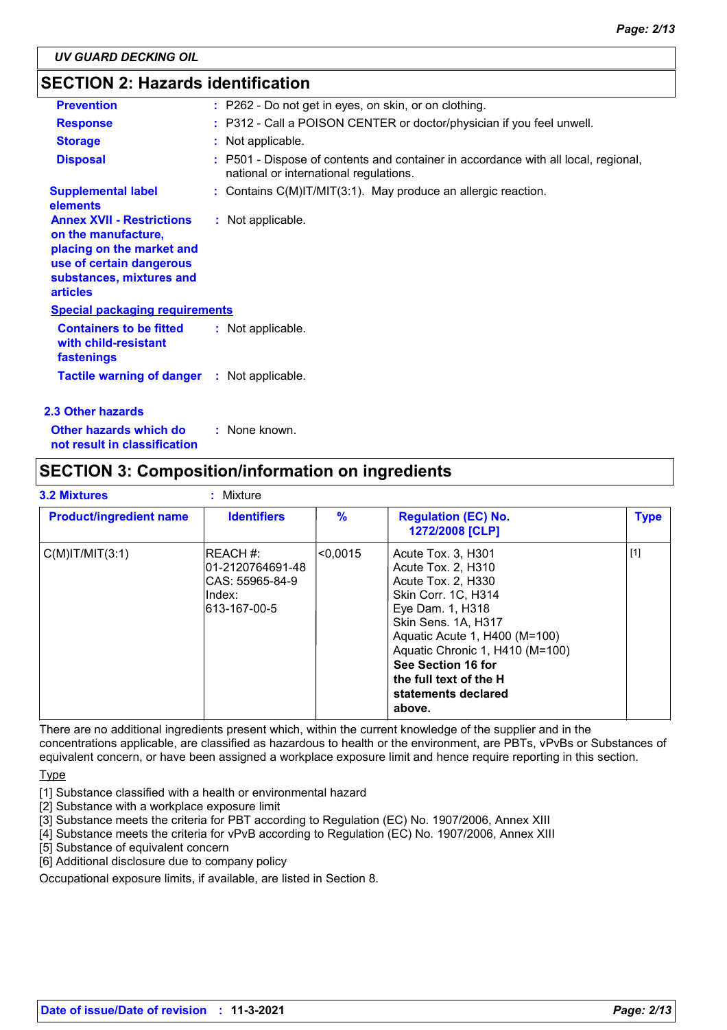## SECTION 2: Hazards identification

| | |
|---|---|
| **Prevention** | : P262 - Do not get in eyes, on skin, or on clothing. |
| **Response** | : P312 - Call a POISON CENTER or doctor/physician if you feel unwell. |
| **Storage** | : Not applicable. |
| **Disposal** | : P501 - Dispose of contents and container in accordance with all local, regional, national or international regulations. |

**Supplemental label elements** : Contains C(M)IT/MIT(3:1). May produce an allergic reaction.

**Annex XVII - Restrictions on the manufacture, placing on the market and use of certain dangerous substances, mixtures and articles** : Not applicable.

**Special packaging requirements**

**Containers to be fitted with child-resistant fastenings** : Not applicable.

**Tactile warning of danger** : Not applicable.

### 2.3 Other hazards

**Other hazards which do not result in classification** : None known.

## SECTION 3: Composition/information on ingredients

**3.2 Mixtures** : Mixture

| Product/ingredient name | Identifiers | % | Regulation (EC) No. 1272/2008 [CLP] | Type |
|---|---|---|---|---|
| C(M)IT/MIT(3:1) | REACH #: 01-2120764691-48<br>CAS: 55965-84-9<br>Index: 613-167-00-5 | <0,0015 | Acute Tox. 3, H301<br>Acute Tox. 2, H310<br>Acute Tox. 2, H330<br>Skin Corr. 1C, H314<br>Eye Dam. 1, H318<br>Skin Sens. 1A, H317<br>Aquatic Acute 1, H400 (M=100)<br>Aquatic Chronic 1, H410 (M=100)<br>**See Section 16 for the full text of the H statements declared above.** | [1] |

There are no additional ingredients present which, within the current knowledge of the supplier and in the concentrations applicable, are classified as hazardous to health or the environment, are PBTs, vPvBs or Substances of equivalent concern, or have been assigned a workplace exposure limit and hence require reporting in this section.

Type

[1] Substance classified with a health or environmental hazard
[2] Substance with a workplace exposure limit
[3] Substance meets the criteria for PBT according to Regulation (EC) No. 1907/2006, Annex XIII
[4] Substance meets the criteria for vPvB according to Regulation (EC) No. 1907/2006, Annex XIII
[5] Substance of equivalent concern
[6] Additional disclosure due to company policy

Occupational exposure limits, if available, are listed in Section 8.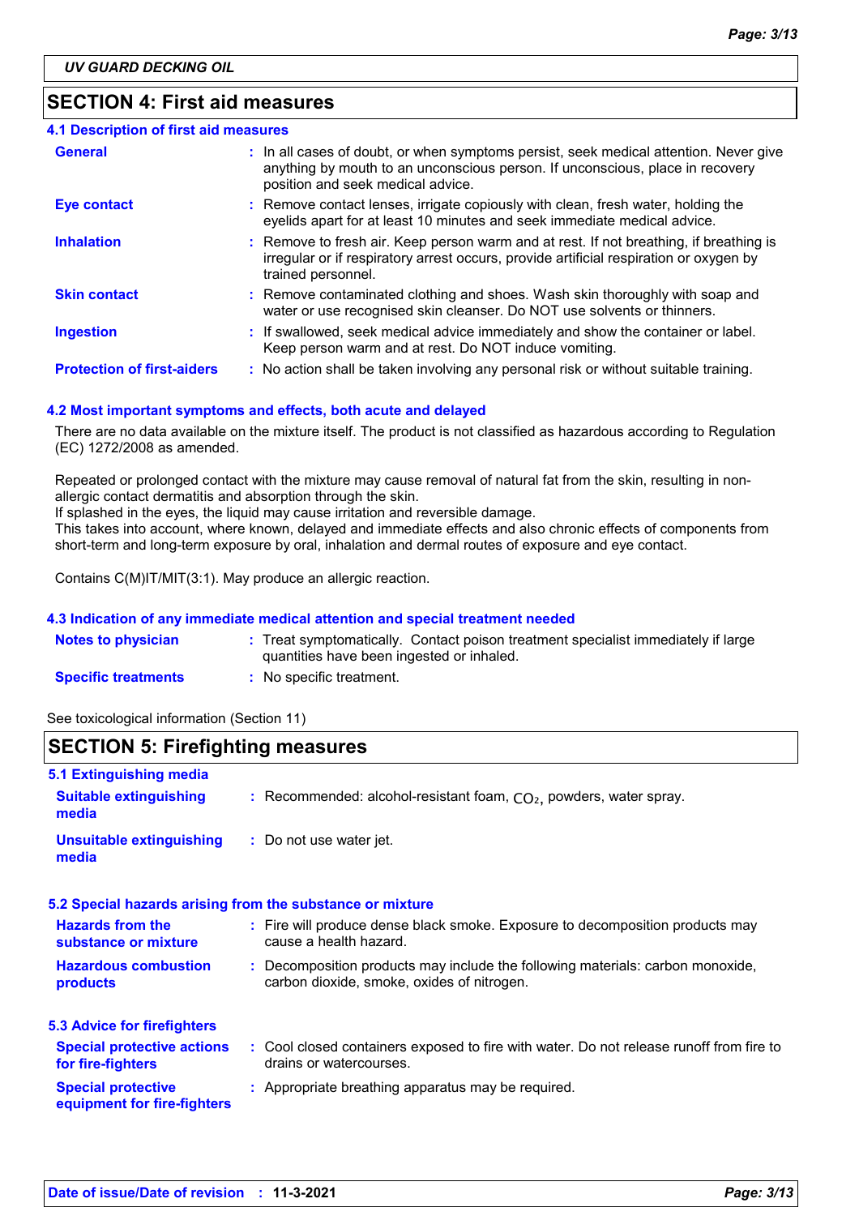UV GUARD DECKING OIL

## SECTION 4: First aid measures

### 4.1 Description of first aid measures

| | |
|---|---|
| **General** | : In all cases of doubt, or when symptoms persist, seek medical attention. Never give anything by mouth to an unconscious person. If unconscious, place in recovery position and seek medical advice. |
| **Eye contact** | : Remove contact lenses, irrigate copiously with clean, fresh water, holding the eyelids apart for at least 10 minutes and seek immediate medical advice. |
| **Inhalation** | : Remove to fresh air. Keep person warm and at rest. If not breathing, if breathing is irregular or if respiratory arrest occurs, provide artificial respiration or oxygen by trained personnel. |
| **Skin contact** | : Remove contaminated clothing and shoes. Wash skin thoroughly with soap and water or use recognised skin cleanser. Do NOT use solvents or thinners. |
| **Ingestion** | : If swallowed, seek medical advice immediately and show the container or label. Keep person warm and at rest. Do NOT induce vomiting. |
| **Protection of first-aiders** | : No action shall be taken involving any personal risk or without suitable training. |

### 4.2 Most important symptoms and effects, both acute and delayed

There are no data available on the mixture itself. The product is not classified as hazardous according to Regulation (EC) 1272/2008 as amended.

Repeated or prolonged contact with the mixture may cause removal of natural fat from the skin, resulting in non-allergic contact dermatitis and absorption through the skin.
If splashed in the eyes, the liquid may cause irritation and reversible damage.
This takes into account, where known, delayed and immediate effects and also chronic effects of components from short-term and long-term exposure by oral, inhalation and dermal routes of exposure and eye contact.

Contains C(M)IT/MIT(3:1). May produce an allergic reaction.

### 4.3 Indication of any immediate medical attention and special treatment needed

| | |
|---|---|
| **Notes to physician** | : Treat symptomatically. Contact poison treatment specialist immediately if large quantities have been ingested or inhaled. |
| **Specific treatments** | : No specific treatment. |

See toxicological information (Section 11)

## SECTION 5: Firefighting measures

### 5.1 Extinguishing media

| | |
|---|---|
| **Suitable extinguishing media** | : Recommended: alcohol-resistant foam, $CO_2$, powders, water spray. |
| **Unsuitable extinguishing media** | : Do not use water jet. |

### 5.2 Special hazards arising from the substance or mixture

| | |
|---|---|
| **Hazards from the substance or mixture** | : Fire will produce dense black smoke. Exposure to decomposition products may cause a health hazard. |
| **Hazardous combustion products** | : Decomposition products may include the following materials: carbon monoxide, carbon dioxide, smoke, oxides of nitrogen. |

### 5.3 Advice for firefighters

| | |
|---|---|
| **Special protective actions for fire-fighters** | : Cool closed containers exposed to fire with water. Do not release runoff from fire to drains or watercourses. |
| **Special protective equipment for fire-fighters** | : Appropriate breathing apparatus may be required. |

**Date of issue/Date of revision : 11-3-2021**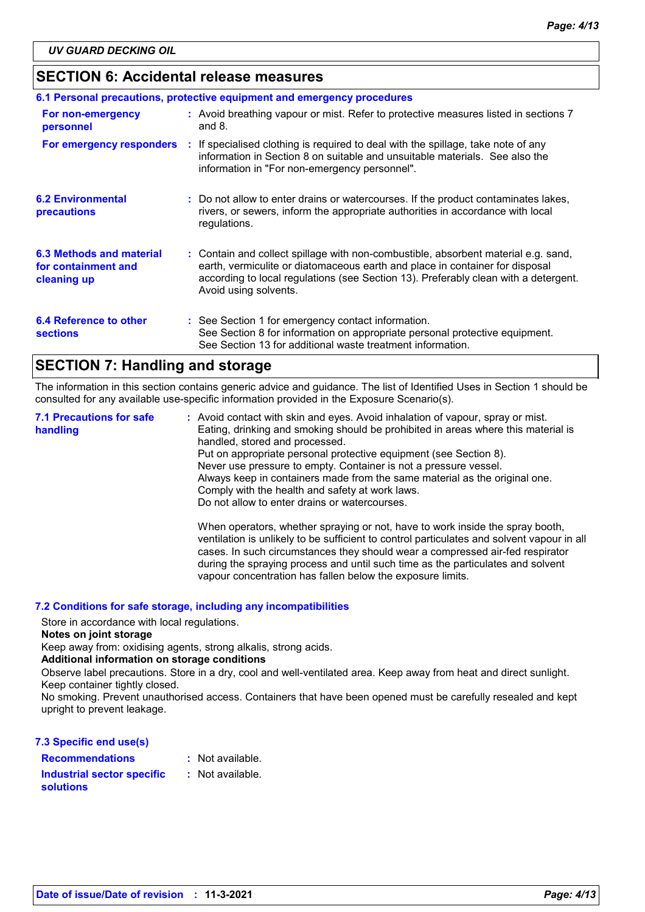## SECTION 6: Accidental release measures

### 6.1 Personal precautions, protective equipment and emergency procedures

**For non-emergency personnel** : Avoid breathing vapour or mist. Refer to protective measures listed in sections 7 and 8.

**For emergency responders** : If specialised clothing is required to deal with the spillage, take note of any information in Section 8 on suitable and unsuitable materials. See also the information in "For non-emergency personnel".

**6.2 Environmental precautions** : Do not allow to enter drains or watercourses. If the product contaminates lakes, rivers, or sewers, inform the appropriate authorities in accordance with local regulations.

**6.3 Methods and material for containment and cleaning up** : Contain and collect spillage with non-combustible, absorbent material e.g. sand, earth, vermiculite or diatomaceous earth and place in container for disposal according to local regulations (see Section 13). Preferably clean with a detergent. Avoid using solvents.

**6.4 Reference to other sections** : See Section 1 for emergency contact information.
See Section 8 for information on appropriate personal protective equipment.
See Section 13 for additional waste treatment information.

## SECTION 7: Handling and storage

The information in this section contains generic advice and guidance. The list of Identified Uses in Section 1 should be consulted for any available use-specific information provided in the Exposure Scenario(s).

**7.1 Precautions for safe handling** : Avoid contact with skin and eyes. Avoid inhalation of vapour, spray or mist.
Eating, drinking and smoking should be prohibited in areas where this material is handled, stored and processed.
Put on appropriate personal protective equipment (see Section 8).
Never use pressure to empty. Container is not a pressure vessel.
Always keep in containers made from the same material as the original one.
Comply with the health and safety at work laws.
Do not allow to enter drains or watercourses.

When operators, whether spraying or not, have to work inside the spray booth, ventilation is unlikely to be sufficient to control particulates and solvent vapour in all cases. In such circumstances they should wear a compressed air-fed respirator during the spraying process and until such time as the particulates and solvent vapour concentration has fallen below the exposure limits.

### 7.2 Conditions for safe storage, including any incompatibilities

Store in accordance with local regulations.

**Notes on joint storage**

Keep away from: oxidising agents, strong alkalis, strong acids.

**Additional information on storage conditions**

Observe label precautions. Store in a dry, cool and well-ventilated area. Keep away from heat and direct sunlight. Keep container tightly closed.
No smoking. Prevent unauthorised access. Containers that have been opened must be carefully resealed and kept upright to prevent leakage.

### 7.3 Specific end use(s)

**Recommendations** : Not available.

**Industrial sector specific solutions** : Not available.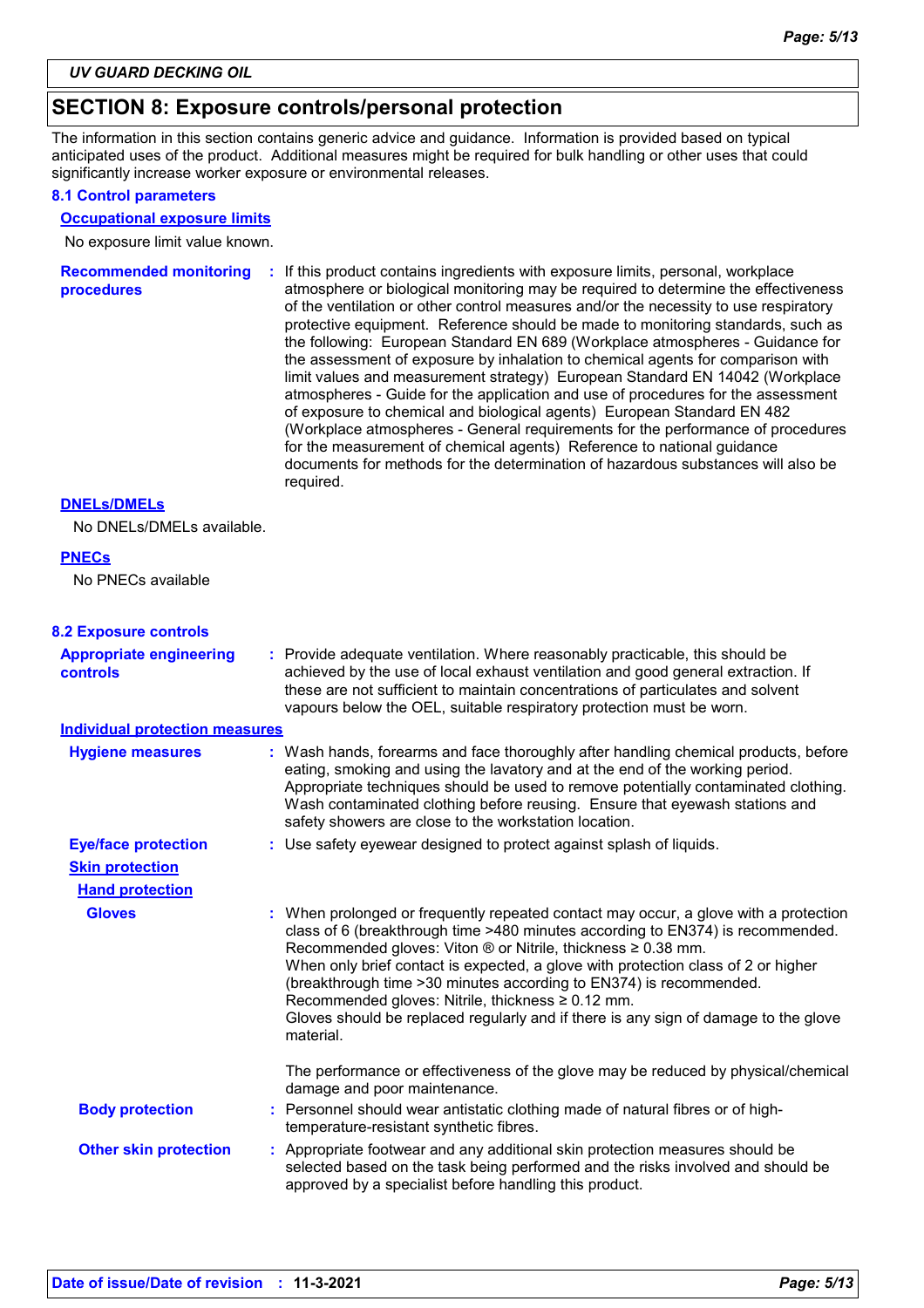## SECTION 8: Exposure controls/personal protection

The information in this section contains generic advice and guidance. Information is provided based on typical anticipated uses of the product. Additional measures might be required for bulk handling or other uses that could significantly increase worker exposure or environmental releases.

### 8.1 Control parameters

**Occupational exposure limits**

No exposure limit value known.

**Recommended monitoring procedures** : If this product contains ingredients with exposure limits, personal, workplace atmosphere or biological monitoring may be required to determine the effectiveness of the ventilation or other control measures and/or the necessity to use respiratory protective equipment. Reference should be made to monitoring standards, such as the following: European Standard EN 689 (Workplace atmospheres - Guidance for the assessment of exposure by inhalation to chemical agents for comparison with limit values and measurement strategy) European Standard EN 14042 (Workplace atmospheres - Guide for the application and use of procedures for the assessment of exposure to chemical and biological agents) European Standard EN 482 (Workplace atmospheres - General requirements for the performance of procedures for the measurement of chemical agents) Reference to national guidance documents for methods for the determination of hazardous substances will also be required.

**DNELs/DMELs**

No DNELs/DMELs available.

**PNECs**

No PNECs available

### 8.2 Exposure controls

**Appropriate engineering controls** : Provide adequate ventilation. Where reasonably practicable, this should be achieved by the use of local exhaust ventilation and good general extraction. If these are not sufficient to maintain concentrations of particulates and solvent vapours below the OEL, suitable respiratory protection must be worn.

**Individual protection measures**

**Hygiene measures** : Wash hands, forearms and face thoroughly after handling chemical products, before eating, smoking and using the lavatory and at the end of the working period. Appropriate techniques should be used to remove potentially contaminated clothing. Wash contaminated clothing before reusing. Ensure that eyewash stations and safety showers are close to the workstation location.

**Eye/face protection** : Use safety eyewear designed to protect against splash of liquids.

**Skin protection**

**Hand protection**

**Gloves** : When prolonged or frequently repeated contact may occur, a glove with a protection class of 6 (breakthrough time >480 minutes according to EN374) is recommended. Recommended gloves: Viton ® or Nitrile, thickness ≥ 0.38 mm.
When only brief contact is expected, a glove with protection class of 2 or higher (breakthrough time >30 minutes according to EN374) is recommended. Recommended gloves: Nitrile, thickness ≥ 0.12 mm.
Gloves should be replaced regularly and if there is any sign of damage to the glove material.

The performance or effectiveness of the glove may be reduced by physical/chemical damage and poor maintenance.

**Body protection** : Personnel should wear antistatic clothing made of natural fibres or of high-temperature-resistant synthetic fibres.

**Other skin protection** : Appropriate footwear and any additional skin protection measures should be selected based on the task being performed and the risks involved and should be approved by a specialist before handling this product.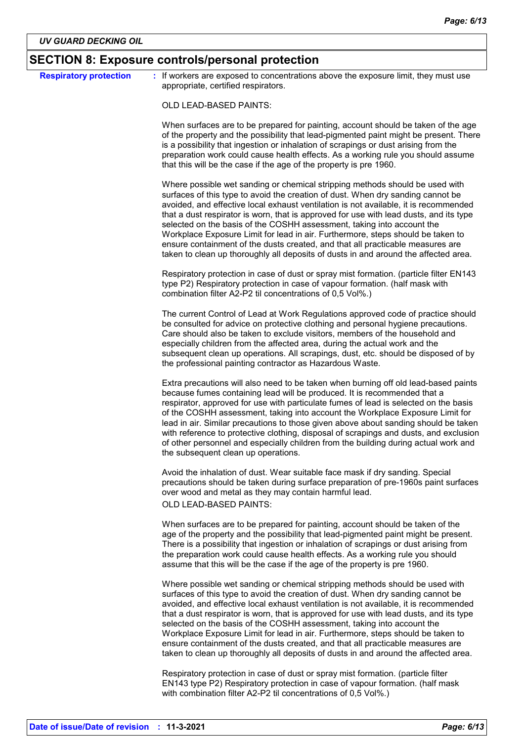## SECTION 8: Exposure controls/personal protection

**Respiratory protection** : If workers are exposed to concentrations above the exposure limit, they must use appropriate, certified respirators.

OLD LEAD-BASED PAINTS:

When surfaces are to be prepared for painting, account should be taken of the age of the property and the possibility that lead-pigmented paint might be present. There is a possibility that ingestion or inhalation of scrapings or dust arising from the preparation work could cause health effects. As a working rule you should assume that this will be the case if the age of the property is pre 1960.

Where possible wet sanding or chemical stripping methods should be used with surfaces of this type to avoid the creation of dust. When dry sanding cannot be avoided, and effective local exhaust ventilation is not available, it is recommended that a dust respirator is worn, that is approved for use with lead dusts, and its type selected on the basis of the COSHH assessment, taking into account the Workplace Exposure Limit for lead in air. Furthermore, steps should be taken to ensure containment of the dusts created, and that all practicable measures are taken to clean up thoroughly all deposits of dusts in and around the affected area.

Respiratory protection in case of dust or spray mist formation. (particle filter EN143 type P2) Respiratory protection in case of vapour formation. (half mask with combination filter A2-P2 til concentrations of 0,5 Vol%.)

The current Control of Lead at Work Regulations approved code of practice should be consulted for advice on protective clothing and personal hygiene precautions. Care should also be taken to exclude visitors, members of the household and especially children from the affected area, during the actual work and the subsequent clean up operations. All scrapings, dust, etc. should be disposed of by the professional painting contractor as Hazardous Waste.

Extra precautions will also need to be taken when burning off old lead-based paints because fumes containing lead will be produced. It is recommended that a respirator, approved for use with particulate fumes of lead is selected on the basis of the COSHH assessment, taking into account the Workplace Exposure Limit for lead in air. Similar precautions to those given above about sanding should be taken with reference to protective clothing, disposal of scrapings and dusts, and exclusion of other personnel and especially children from the building during actual work and the subsequent clean up operations.

Avoid the inhalation of dust. Wear suitable face mask if dry sanding. Special precautions should be taken during surface preparation of pre-1960s paint surfaces over wood and metal as they may contain harmful lead.

OLD LEAD-BASED PAINTS:

When surfaces are to be prepared for painting, account should be taken of the age of the property and the possibility that lead-pigmented paint might be present. There is a possibility that ingestion or inhalation of scrapings or dust arising from the preparation work could cause health effects. As a working rule you should assume that this will be the case if the age of the property is pre 1960.

Where possible wet sanding or chemical stripping methods should be used with surfaces of this type to avoid the creation of dust. When dry sanding cannot be avoided, and effective local exhaust ventilation is not available, it is recommended that a dust respirator is worn, that is approved for use with lead dusts, and its type selected on the basis of the COSHH assessment, taking into account the Workplace Exposure Limit for lead in air. Furthermore, steps should be taken to ensure containment of the dusts created, and that all practicable measures are taken to clean up thoroughly all deposits of dusts in and around the affected area.

Respiratory protection in case of dust or spray mist formation. (particle filter EN143 type P2) Respiratory protection in case of vapour formation. (half mask with combination filter A2-P2 til concentrations of 0,5 Vol%.)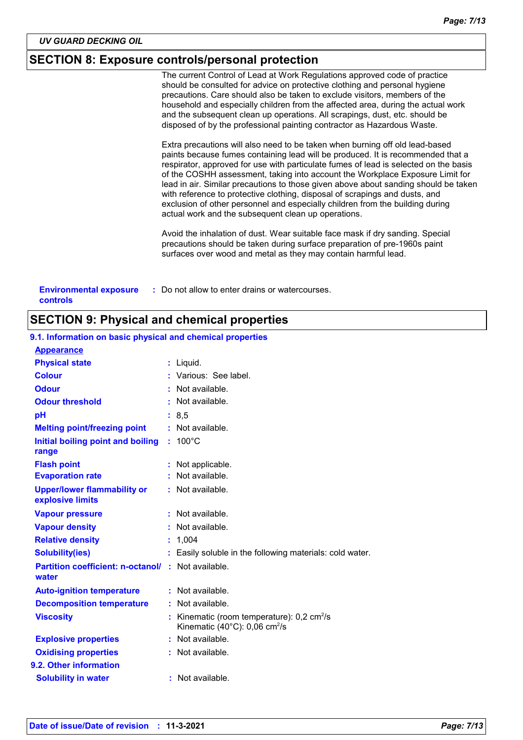## SECTION 8: Exposure controls/personal protection

The current Control of Lead at Work Regulations approved code of practice should be consulted for advice on protective clothing and personal hygiene precautions. Care should also be taken to exclude visitors, members of the household and especially children from the affected area, during the actual work and the subsequent clean up operations. All scrapings, dust, etc. should be disposed of by the professional painting contractor as Hazardous Waste.

Extra precautions will also need to be taken when burning off old lead-based paints because fumes containing lead will be produced. It is recommended that a respirator, approved for use with particulate fumes of lead is selected on the basis of the COSHH assessment, taking into account the Workplace Exposure Limit for lead in air. Similar precautions to those given above about sanding should be taken with reference to protective clothing, disposal of scrapings and dusts, and exclusion of other personnel and especially children from the building during actual work and the subsequent clean up operations.

Avoid the inhalation of dust. Wear suitable face mask if dry sanding. Special precautions should be taken during surface preparation of pre-1960s paint surfaces over wood and metal as they may contain harmful lead.

**Environmental exposure controls** : Do not allow to enter drains or watercourses.

## SECTION 9: Physical and chemical properties

### 9.1. Information on basic physical and chemical properties

**Appearance**

| Property | Value |
|---|---|
| **Physical state** | Liquid. |
| **Colour** | Various: See label. |
| **Odour** | Not available. |
| **Odour threshold** | Not available. |
| **pH** | 8,5 |
| **Melting point/freezing point** | Not available. |
| **Initial boiling point and boiling range** | 100°C |
| **Flash point** | Not applicable. |
| **Evaporation rate** | Not available. |
| **Upper/lower flammability or explosive limits** | Not available. |
| **Vapour pressure** | Not available. |
| **Vapour density** | Not available. |
| **Relative density** | 1,004 |
| **Solubility(ies)** | Easily soluble in the following materials: cold water. |
| **Partition coefficient: n-octanol/water** | Not available. |
| **Auto-ignition temperature** | Not available. |
| **Decomposition temperature** | Not available. |
| **Viscosity** | Kinematic (room temperature): 0,2 $cm^2/s$<br>Kinematic (40°C): 0,06 $cm^2/s$ |
| **Explosive properties** | Not available. |
| **Oxidising properties** | Not available. |

### 9.2. Other information

**Solubility in water** : Not available.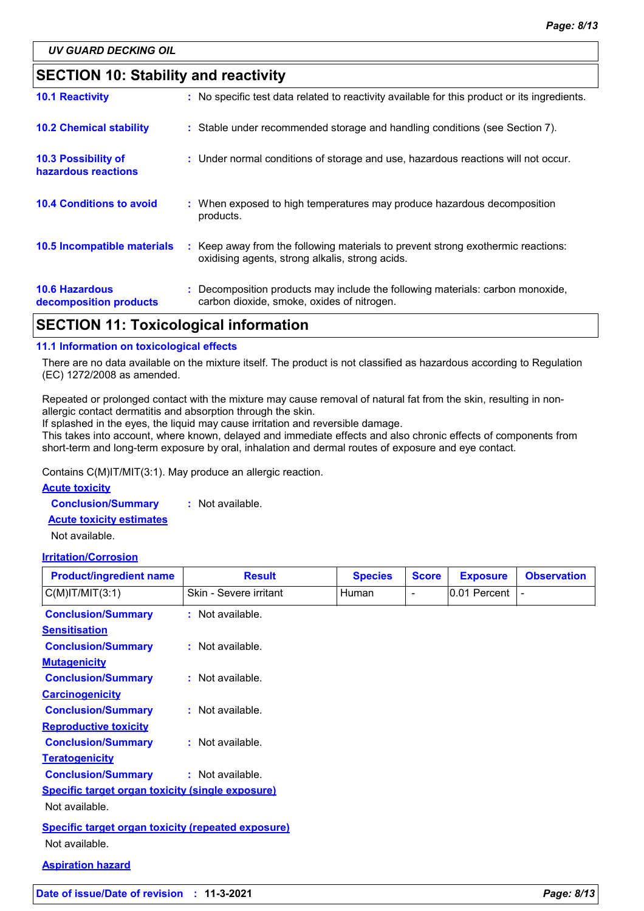UV GUARD DECKING OIL

## SECTION 10: Stability and reactivity

**10.1 Reactivity** : No specific test data related to reactivity available for this product or its ingredients.

**10.2 Chemical stability** : Stable under recommended storage and handling conditions (see Section 7).

**10.3 Possibility of hazardous reactions** : Under normal conditions of storage and use, hazardous reactions will not occur.

**10.4 Conditions to avoid** : When exposed to high temperatures may produce hazardous decomposition products.

**10.5 Incompatible materials** : Keep away from the following materials to prevent strong exothermic reactions: oxidising agents, strong alkalis, strong acids.

**10.6 Hazardous decomposition products** : Decomposition products may include the following materials: carbon monoxide, carbon dioxide, smoke, oxides of nitrogen.

## SECTION 11: Toxicological information

### 11.1 Information on toxicological effects

There are no data available on the mixture itself. The product is not classified as hazardous according to Regulation (EC) 1272/2008 as amended.

Repeated or prolonged contact with the mixture may cause removal of natural fat from the skin, resulting in non-allergic contact dermatitis and absorption through the skin.
If splashed in the eyes, the liquid may cause irritation and reversible damage.
This takes into account, where known, delayed and immediate effects and also chronic effects of components from short-term and long-term exposure by oral, inhalation and dermal routes of exposure and eye contact.

Contains C(M)IT/MIT(3:1). May produce an allergic reaction.

**Acute toxicity**

**Conclusion/Summary** : Not available.

**Acute toxicity estimates**

Not available.

**Irritation/Corrosion**

| Product/ingredient name | Result | Species | Score | Exposure | Observation |
|---|---|---|---|---|---|
| C(M)IT/MIT(3:1) | Skin - Severe irritant | Human | - | 0.01 Percent | - |

**Conclusion/Summary** : Not available.

**Sensitisation**

**Conclusion/Summary** : Not available.

**Mutagenicity**

**Conclusion/Summary** : Not available.

**Carcinogenicity**

**Conclusion/Summary** : Not available.

**Reproductive toxicity**

**Conclusion/Summary** : Not available.

**Teratogenicity**

**Conclusion/Summary** : Not available.

**Specific target organ toxicity (single exposure)**

Not available.

**Specific target organ toxicity (repeated exposure)**

Not available.

**Aspiration hazard**

**Date of issue/Date of revision** : 11-3-2021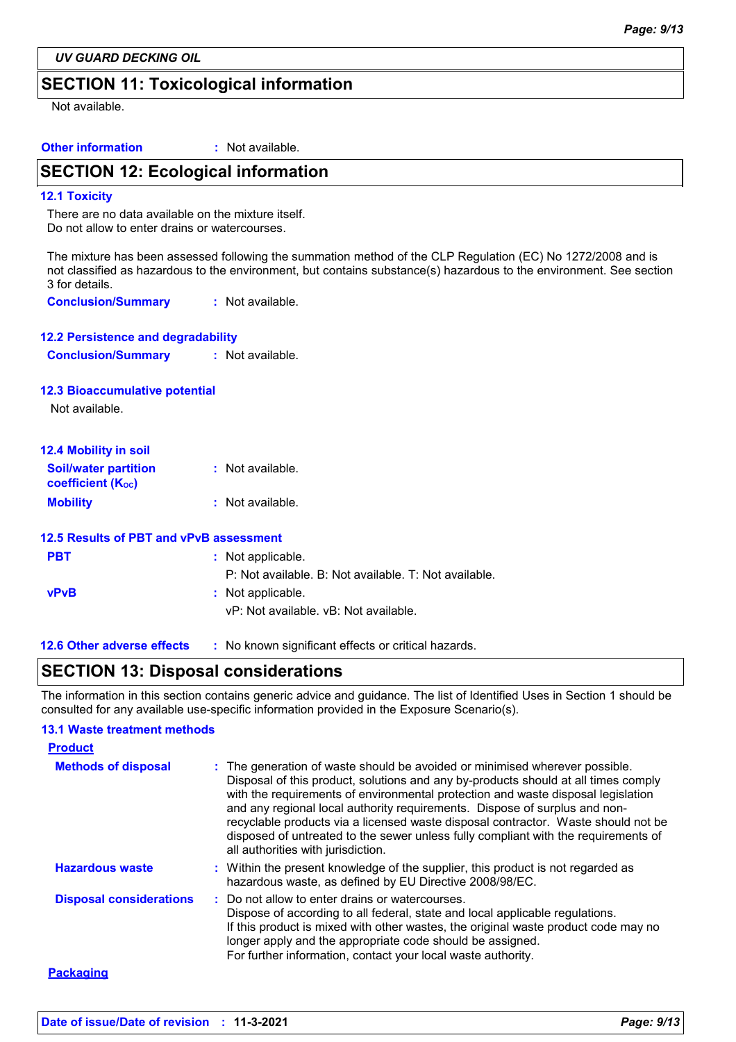## SECTION 11: Toxicological information

Not available.

**Other information** : Not available.

## SECTION 12: Ecological information

### 12.1 Toxicity

There are no data available on the mixture itself.
Do not allow to enter drains or watercourses.

The mixture has been assessed following the summation method of the CLP Regulation (EC) No 1272/2008 and is not classified as hazardous to the environment, but contains substance(s) hazardous to the environment. See section 3 for details.

**Conclusion/Summary** : Not available.

### 12.2 Persistence and degradability

**Conclusion/Summary** : Not available.

### 12.3 Bioaccumulative potential

Not available.

### 12.4 Mobility in soil

**Soil/water partition coefficient ($K_{OC}$)** : Not available.

**Mobility** : Not available.

### 12.5 Results of PBT and vPvB assessment

**PBT** : Not applicable.
P: Not available. B: Not available. T: Not available.

**vPvB** : Not applicable.
vP: Not available. vB: Not available.

### 12.6 Other adverse effects

: No known significant effects or critical hazards.

## SECTION 13: Disposal considerations

The information in this section contains generic advice and guidance. The list of Identified Uses in Section 1 should be consulted for any available use-specific information provided in the Exposure Scenario(s).

### 13.1 Waste treatment methods

**Product**

**Methods of disposal** : The generation of waste should be avoided or minimised wherever possible. Disposal of this product, solutions and any by-products should at all times comply with the requirements of environmental protection and waste disposal legislation and any regional local authority requirements. Dispose of surplus and non-recyclable products via a licensed waste disposal contractor. Waste should not be disposed of untreated to the sewer unless fully compliant with the requirements of all authorities with jurisdiction.

**Hazardous waste** : Within the present knowledge of the supplier, this product is not regarded as hazardous waste, as defined by EU Directive 2008/98/EC.

**Disposal considerations** : Do not allow to enter drains or watercourses.
Dispose of according to all federal, state and local applicable regulations.
If this product is mixed with other wastes, the original waste product code may no longer apply and the appropriate code should be assigned.
For further information, contact your local waste authority.

**Packaging**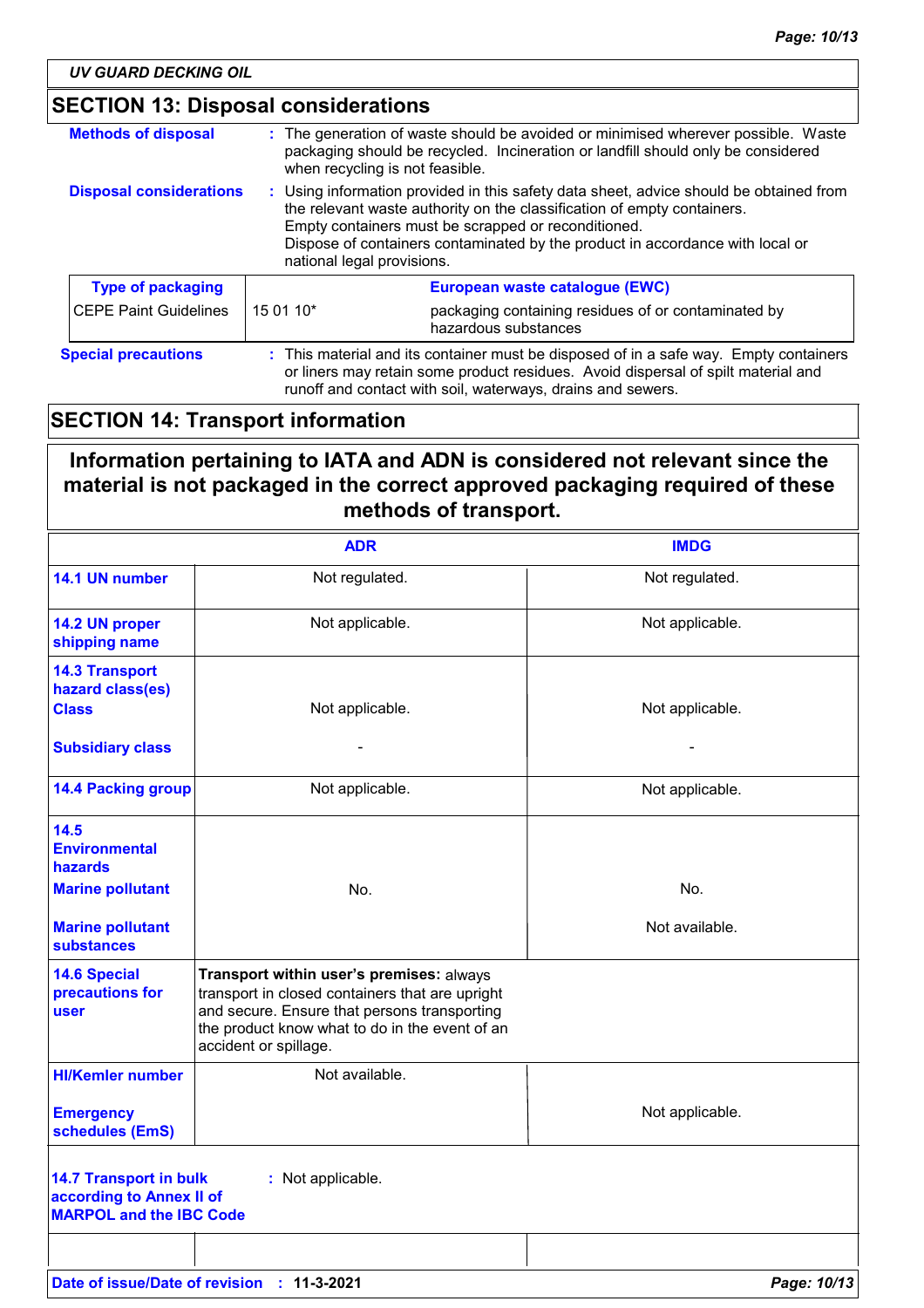## SECTION 13: Disposal considerations

**Methods of disposal** : The generation of waste should be avoided or minimised wherever possible. Waste packaging should be recycled. Incineration or landfill should only be considered when recycling is not feasible.

**Disposal considerations** : Using information provided in this safety data sheet, advice should be obtained from the relevant waste authority on the classification of empty containers. Empty containers must be scrapped or reconditioned. Dispose of containers contaminated by the product in accordance with local or national legal provisions.

| Type of packaging | European waste catalogue (EWC) | |
|---|---|---|
| CEPE Paint Guidelines | 15 01 10* | packaging containing residues of or contaminated by hazardous substances |

**Special precautions** : This material and its container must be disposed of in a safe way. Empty containers or liners may retain some product residues. Avoid dispersal of spilt material and runoff and contact with soil, waterways, drains and sewers.

## SECTION 14: Transport information

**Information pertaining to IATA and ADN is considered not relevant since the material is not packaged in the correct approved packaging required of these methods of transport.**

| | ADR | IMDG |
|---|---|---|
| **14.1 UN number** | Not regulated. | Not regulated. |
| **14.2 UN proper shipping name** | Not applicable. | Not applicable. |
| **14.3 Transport hazard class(es) Class** | Not applicable. | Not applicable. |
| **Subsidiary class** | - | - |
| **14.4 Packing group** | Not applicable. | Not applicable. |
| **14.5 Environmental hazards Marine pollutant** | No. | No. |
| **Marine pollutant substances** | | Not available. |
| **14.6 Special precautions for user** | **Transport within user's premises:** always transport in closed containers that are upright and secure. Ensure that persons transporting the product know what to do in the event of an accident or spillage. | |
| **HI/Kemler number** | Not available. | |
| **Emergency schedules (EmS)** | | Not applicable. |

**14.7 Transport in bulk according to Annex II of MARPOL and the IBC Code** : Not applicable.

**Date of issue/Date of revision** : 11-3-2021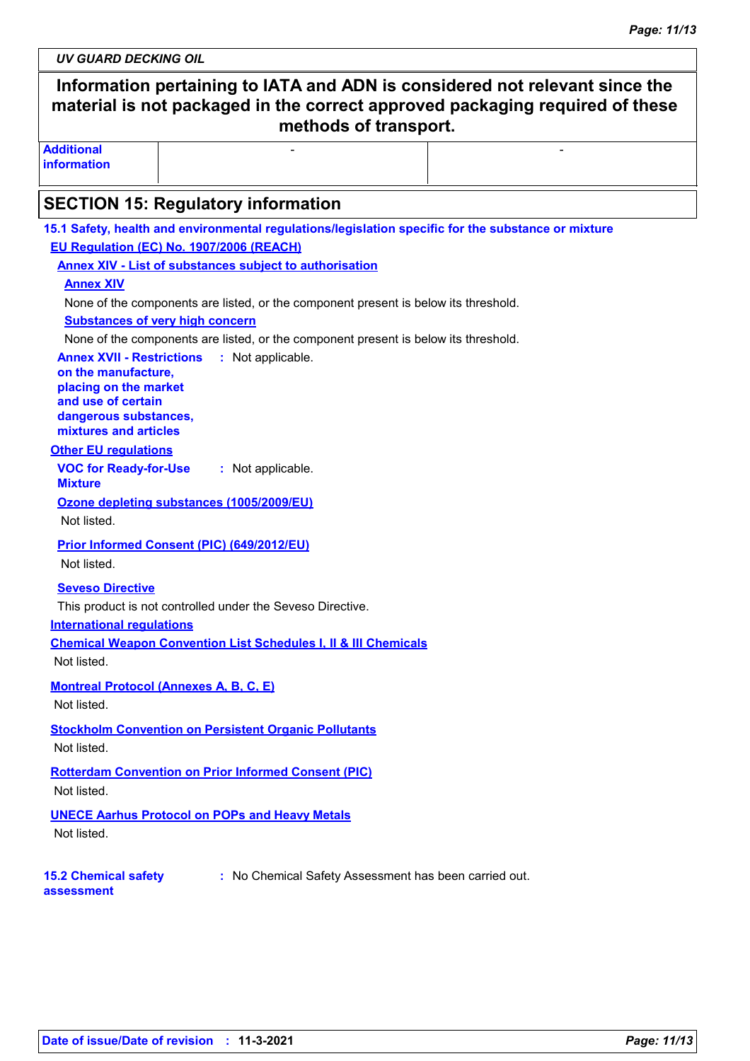**Information pertaining to IATA and ADN is considered not relevant since the material is not packaged in the correct approved packaging required of these methods of transport.**

| **Additional information** | - | - |
|---|---|---|

## SECTION 15: Regulatory information

**15.1 Safety, health and environmental regulations/legislation specific for the substance or mixture**

**EU Regulation (EC) No. 1907/2006 (REACH)**

**Annex XIV - List of substances subject to authorisation**

**Annex XIV**

None of the components are listed, or the component present is below its threshold.

**Substances of very high concern**

None of the components are listed, or the component present is below its threshold.

**Annex XVII - Restrictions on the manufacture, placing on the market and use of certain dangerous substances, mixtures and articles** : Not applicable.

**Other EU regulations**

**VOC for Ready-for-Use Mixture** : Not applicable.

**Ozone depleting substances (1005/2009/EU)**

Not listed.

**Prior Informed Consent (PIC) (649/2012/EU)**

Not listed.

**Seveso Directive**

This product is not controlled under the Seveso Directive.

**International regulations**

**Chemical Weapon Convention List Schedules I, II & III Chemicals**

Not listed.

**Montreal Protocol (Annexes A, B, C, E)**

Not listed.

**Stockholm Convention on Persistent Organic Pollutants**

Not listed.

**Rotterdam Convention on Prior Informed Consent (PIC)**

Not listed.

**UNECE Aarhus Protocol on POPs and Heavy Metals**

Not listed.

**15.2 Chemical safety assessment** : No Chemical Safety Assessment has been carried out.

**Date of issue/Date of revision** : **11-3-2021**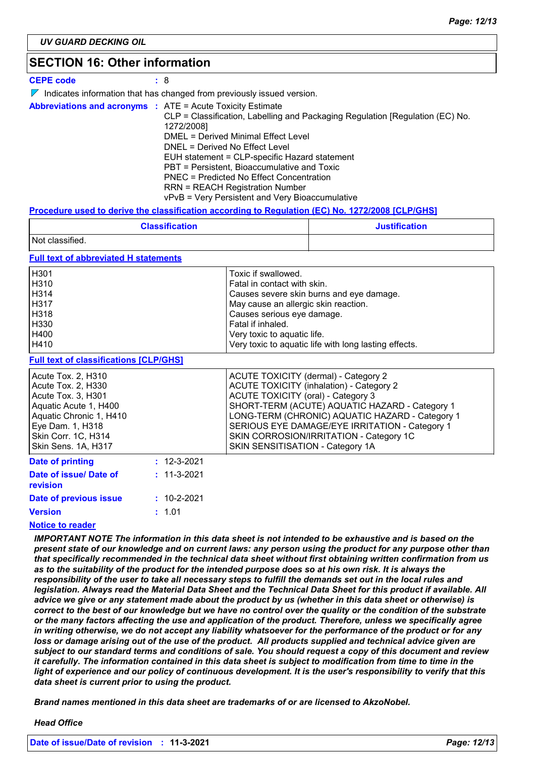UV GUARD DECKING OIL

## SECTION 16: Other information

**CEPE code** : 8

◤ Indicates information that has changed from previously issued version.

**Abbreviations and acronyms** :
ATE = Acute Toxicity Estimate
CLP = Classification, Labelling and Packaging Regulation [Regulation (EC) No. 1272/2008]
DMEL = Derived Minimal Effect Level
DNEL = Derived No Effect Level
EUH statement = CLP-specific Hazard statement
PBT = Persistent, Bioaccumulative and Toxic
PNEC = Predicted No Effect Concentration
RRN = REACH Registration Number
vPvB = Very Persistent and Very Bioaccumulative

**Procedure used to derive the classification according to Regulation (EC) No. 1272/2008 [CLP/GHS]**

| Classification | Justification |
|---|---|
| Not classified. | |

**Full text of abbreviated H statements**

| | |
|---|---|
| H301 | Toxic if swallowed. |
| H310 | Fatal in contact with skin. |
| H314 | Causes severe skin burns and eye damage. |
| H317 | May cause an allergic skin reaction. |
| H318 | Causes serious eye damage. |
| H330 | Fatal if inhaled. |
| H400 | Very toxic to aquatic life. |
| H410 | Very toxic to aquatic life with long lasting effects. |

**Full text of classifications [CLP/GHS]**

| | |
|---|---|
| Acute Tox. 2, H310 | ACUTE TOXICITY (dermal) - Category 2 |
| Acute Tox. 2, H330 | ACUTE TOXICITY (inhalation) - Category 2 |
| Acute Tox. 3, H301 | ACUTE TOXICITY (oral) - Category 3 |
| Aquatic Acute 1, H400 | SHORT-TERM (ACUTE) AQUATIC HAZARD - Category 1 |
| Aquatic Chronic 1, H410 | LONG-TERM (CHRONIC) AQUATIC HAZARD - Category 1 |
| Eye Dam. 1, H318 | SERIOUS EYE DAMAGE/EYE IRRITATION - Category 1 |
| Skin Corr. 1C, H314 | SKIN CORROSION/IRRITATION - Category 1C |
| Skin Sens. 1A, H317 | SKIN SENSITISATION - Category 1A |

**Date of printing** : 12-3-2021

**Date of issue/ Date of revision** : 11-3-2021

**Date of previous issue** : 10-2-2021

**Version** : 1.01

**Notice to reader**

***IMPORTANT NOTE The information in this data sheet is not intended to be exhaustive and is based on the present state of our knowledge and on current laws: any person using the product for any purpose other than that specifically recommended in the technical data sheet without first obtaining written confirmation from us as to the suitability of the product for the intended purpose does so at his own risk. It is always the responsibility of the user to take all necessary steps to fulfill the demands set out in the local rules and legislation. Always read the Material Data Sheet and the Technical Data Sheet for this product if available. All advice we give or any statement made about the product by us (whether in this data sheet or otherwise) is correct to the best of our knowledge but we have no control over the quality or the condition of the substrate or the many factors affecting the use and application of the product. Therefore, unless we specifically agree in writing otherwise, we do not accept any liability whatsoever for the performance of the product or for any loss or damage arising out of the use of the product. All products supplied and technical advice given are subject to our standard terms and conditions of sale. You should request a copy of this document and review it carefully. The information contained in this data sheet is subject to modification from time to time in the light of experience and our policy of continuous development. It is the user's responsibility to verify that this data sheet is current prior to using the product.***

***Brand names mentioned in this data sheet are trademarks of or are licensed to AkzoNobel.***

***Head Office***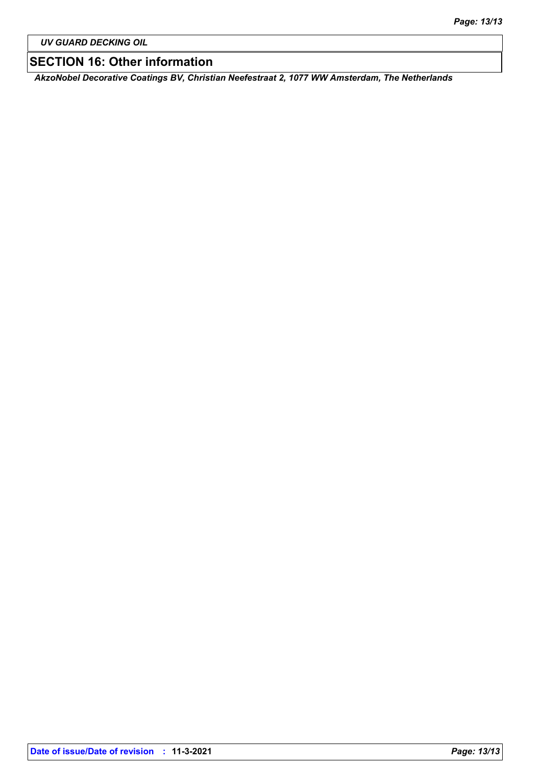## SECTION 16: Other information

*AkzoNobel Decorative Coatings BV, Christian Neefestraat 2, 1077 WW Amsterdam, The Netherlands*